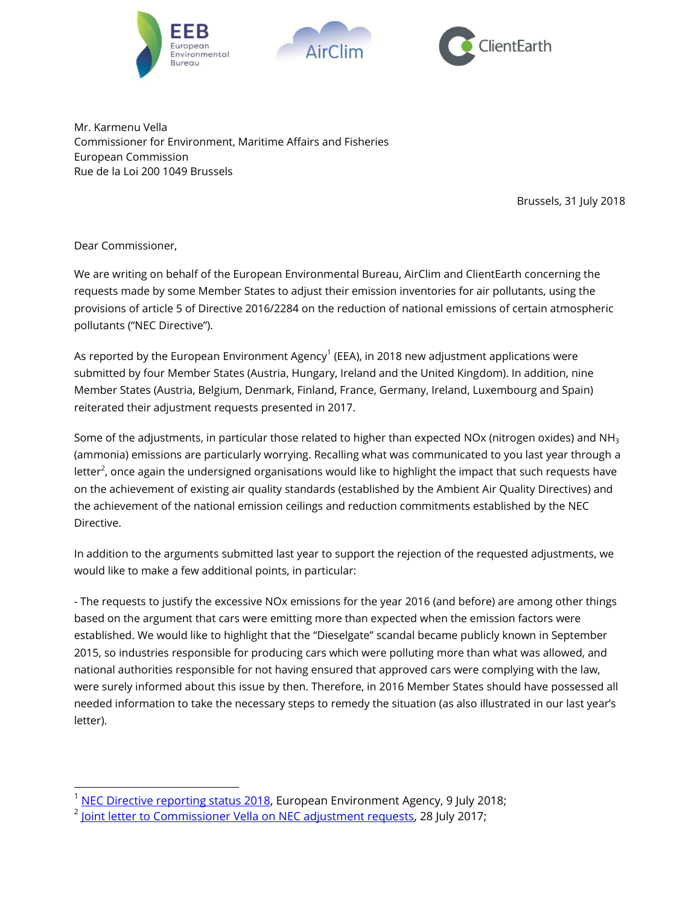Mr. Karmenu Vella
Commissioner for Environment, Maritime Affairs and Fisheries
European Commission
Rue de la Loi 200 1049 Brussels

Brussels, 31 July 2018

Dear Commissioner,

We are writing on behalf of the European Environmental Bureau, AirClim and ClientEarth concerning the requests made by some Member States to adjust their emission inventories for air pollutants, using the provisions of article 5 of Directive 2016/2284 on the reduction of national emissions of certain atmospheric pollutants ("NEC Directive").

As reported by the European Environment Agency[1] (EEA), in 2018 new adjustment applications were submitted by four Member States (Austria, Hungary, Ireland and the United Kingdom). In addition, nine Member States (Austria, Belgium, Denmark, Finland, France, Germany, Ireland, Luxembourg and Spain) reiterated their adjustment requests presented in 2017.

Some of the adjustments, in particular those related to higher than expected NOx (nitrogen oxides) and $NH_3$ (ammonia) emissions are particularly worrying. Recalling what was communicated to you last year through a letter[2], once again the undersigned organisations would like to highlight the impact that such requests have on the achievement of existing air quality standards (established by the Ambient Air Quality Directives) and the achievement of the national emission ceilings and reduction commitments established by the NEC Directive.

In addition to the arguments submitted last year to support the rejection of the requested adjustments, we would like to make a few additional points, in particular:

- The requests to justify the excessive NOx emissions for the year 2016 (and before) are among other things based on the argument that cars were emitting more than expected when the emission factors were established. We would like to highlight that the "Dieselgate" scandal became publicly known in September 2015, so industries responsible for producing cars which were polluting more than what was allowed, and national authorities responsible for not having ensured that approved cars were complying with the law, were surely informed about this issue by then. Therefore, in 2016 Member States should have possessed all needed information to take the necessary steps to remedy the situation (as also illustrated in our last year's letter).

---

[1] NEC Directive reporting status 2018, European Environment Agency, 9 July 2018;

[2] Joint letter to Commissioner Vella on NEC adjustment requests, 28 July 2017;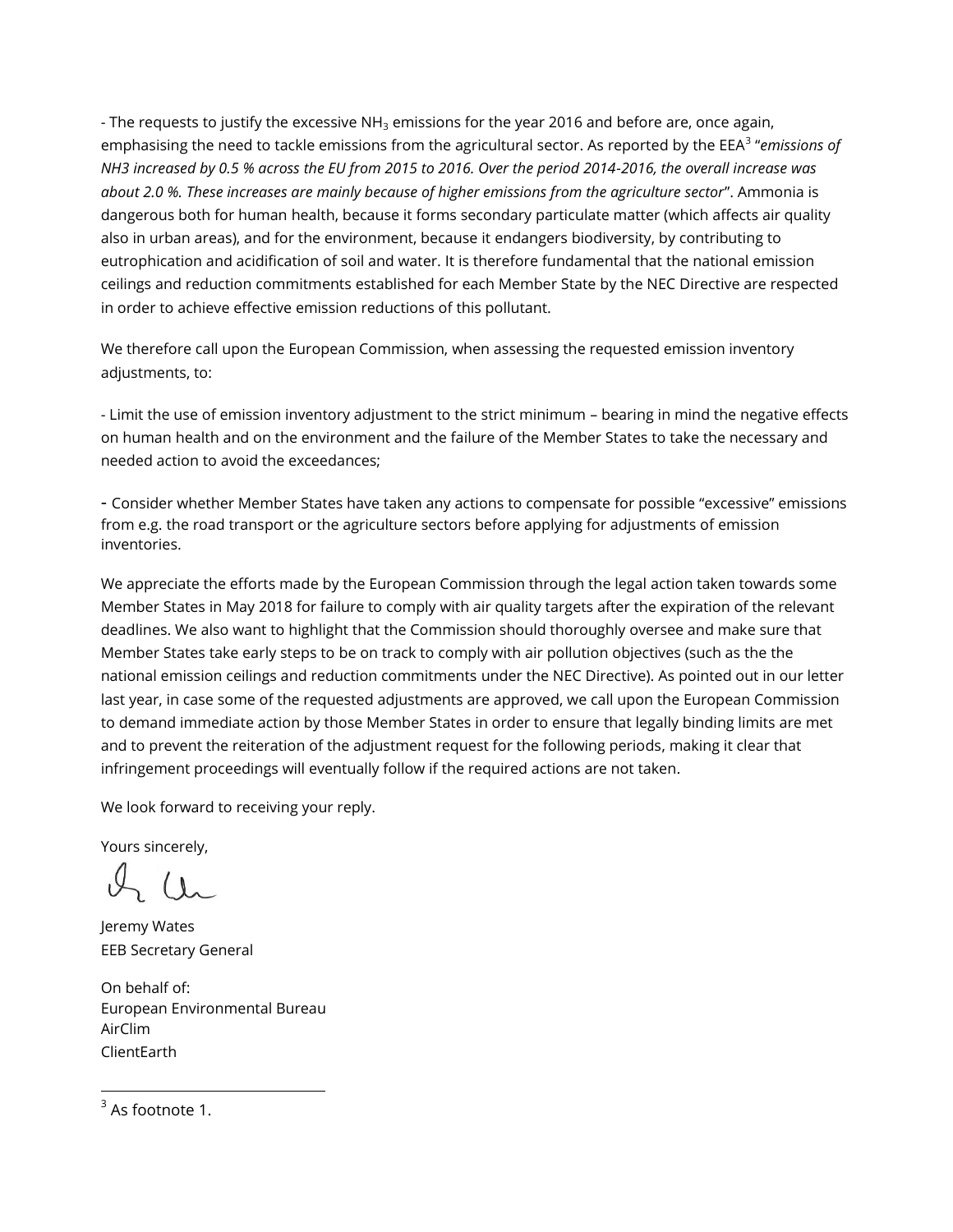- The requests to justify the excessive $NH_3$ emissions for the year 2016 and before are, once again, emphasising the need to tackle emissions from the agricultural sector. As reported by the EEA[3] "*emissions of NH3 increased by 0.5 % across the EU from 2015 to 2016. Over the period 2014-2016, the overall increase was about 2.0 %. These increases are mainly because of higher emissions from the agriculture sector*". Ammonia is dangerous both for human health, because it forms secondary particulate matter (which affects air quality also in urban areas), and for the environment, because it endangers biodiversity, by contributing to eutrophication and acidification of soil and water. It is therefore fundamental that the national emission ceilings and reduction commitments established for each Member State by the NEC Directive are respected in order to achieve effective emission reductions of this pollutant.

We therefore call upon the European Commission, when assessing the requested emission inventory adjustments, to:

- Limit the use of emission inventory adjustment to the strict minimum – bearing in mind the negative effects on human health and on the environment and the failure of the Member States to take the necessary and needed action to avoid the exceedances;

- Consider whether Member States have taken any actions to compensate for possible "excessive" emissions from e.g. the road transport or the agriculture sectors before applying for adjustments of emission inventories.

We appreciate the efforts made by the European Commission through the legal action taken towards some Member States in May 2018 for failure to comply with air quality targets after the expiration of the relevant deadlines. We also want to highlight that the Commission should thoroughly oversee and make sure that Member States take early steps to be on track to comply with air pollution objectives (such as the the national emission ceilings and reduction commitments under the NEC Directive). As pointed out in our letter last year, in case some of the requested adjustments are approved, we call upon the European Commission to demand immediate action by those Member States in order to ensure that legally binding limits are met and to prevent the reiteration of the adjustment request for the following periods, making it clear that infringement proceedings will eventually follow if the required actions are not taken.

We look forward to receiving your reply.

Yours sincerely,

Jeremy Wates
EEB Secretary General

On behalf of:
European Environmental Bureau
AirClim
ClientEarth

[3] As footnote 1.